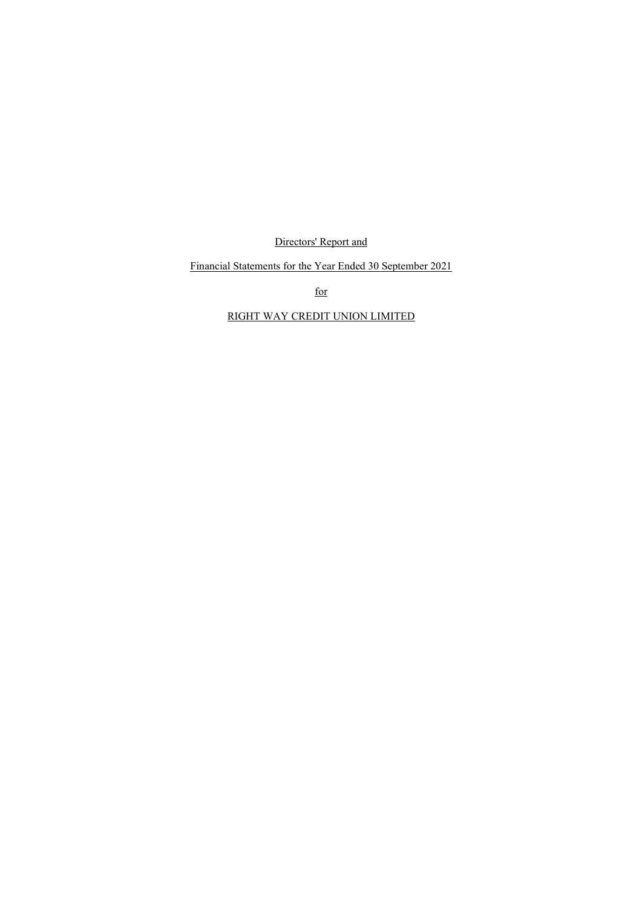Directors' Report and

Financial Statements for the Year Ended 30 September 2021

for

RIGHT WAY CREDIT UNION LIMITED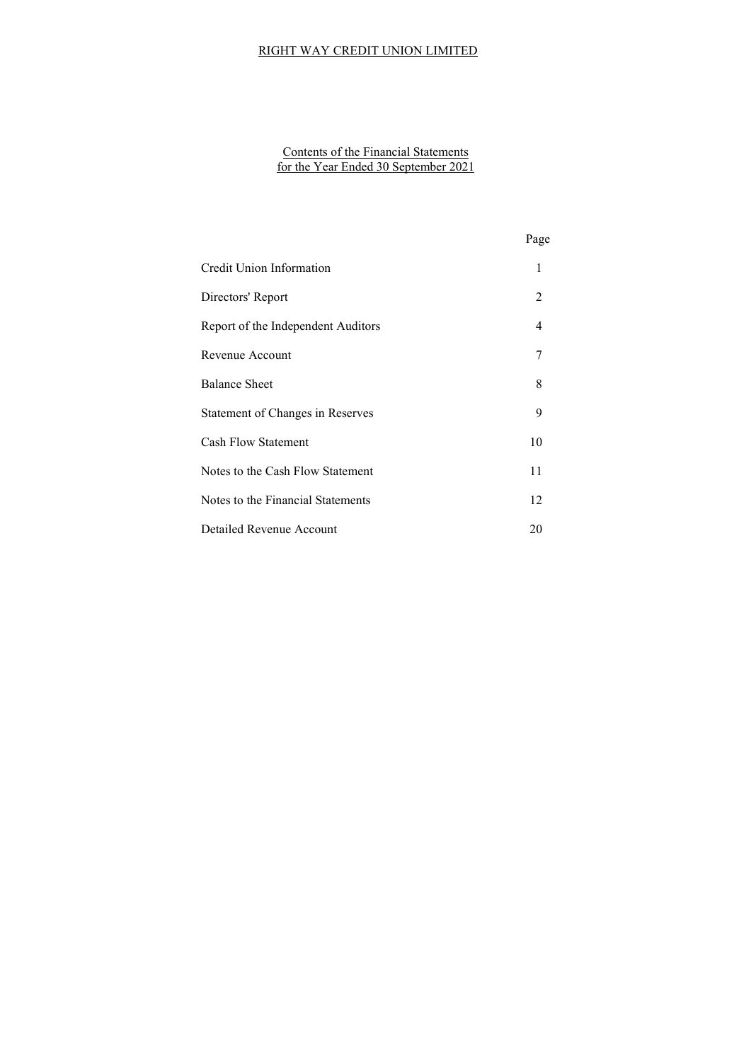# RIGHT WAY CREDIT UNION LIMITED

## Contents of the Financial Statements for the Year Ended 30 September 2021

| | Page |
|---|---|
| Credit Union Information | 1 |
| Directors' Report | 2 |
| Report of the Independent Auditors | 4 |
| Revenue Account | 7 |
| Balance Sheet | 8 |
| Statement of Changes in Reserves | 9 |
| Cash Flow Statement | 10 |
| Notes to the Cash Flow Statement | 11 |
| Notes to the Financial Statements | 12 |
| Detailed Revenue Account | 20 |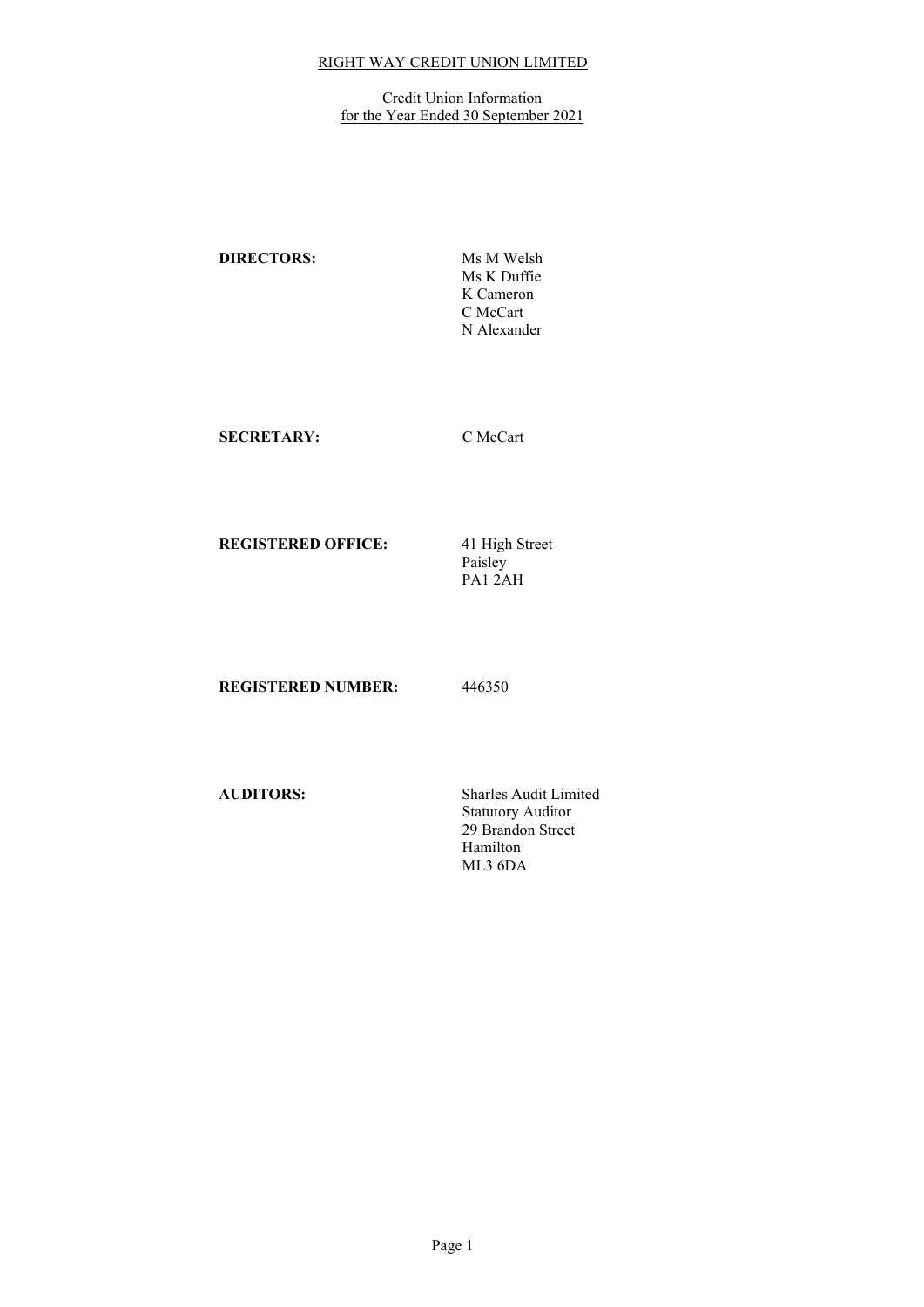RIGHT WAY CREDIT UNION LIMITED

Credit Union Information
for the Year Ended 30 September 2021

**DIRECTORS:** Ms M Welsh
Ms K Duffie
K Cameron
C McCart
N Alexander

**SECRETARY:** C McCart

**REGISTERED OFFICE:** 41 High Street
Paisley
PA1 2AH

**REGISTERED NUMBER:** 446350

**AUDITORS:** Sharles Audit Limited
Statutory Auditor
29 Brandon Street
Hamilton
ML3 6DA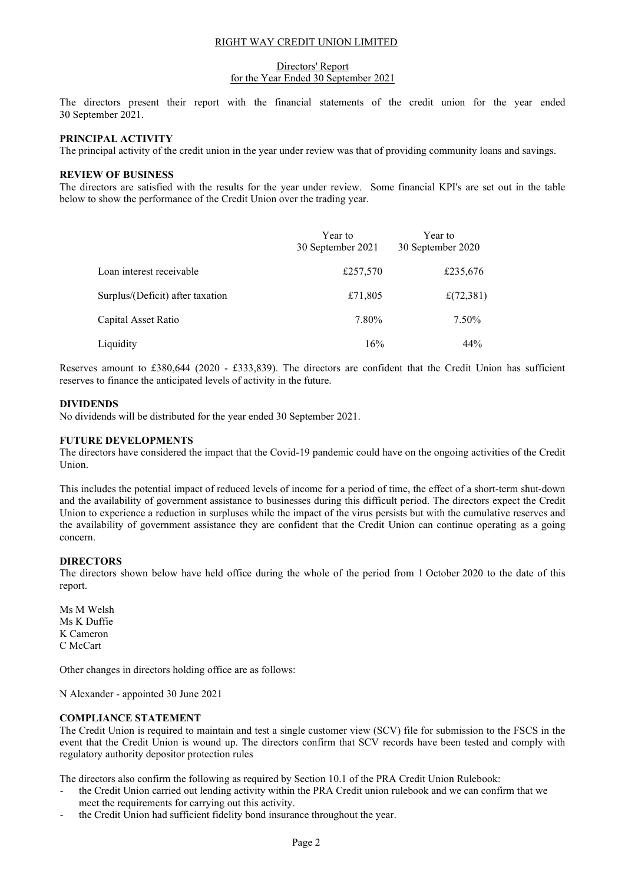RIGHT WAY CREDIT UNION LIMITED

# Directors' Report
## for the Year Ended 30 September 2021

The directors present their report with the financial statements of the credit union for the year ended 30 September 2021.

**PRINCIPAL ACTIVITY**
The principal activity of the credit union in the year under review was that of providing community loans and savings.

**REVIEW OF BUSINESS**
The directors are satisfied with the results for the year under review. Some financial KPI's are set out in the table below to show the performance of the Credit Union over the trading year.

| | Year to 30 September 2021 | Year to 30 September 2020 |
|---|---|---|
| Loan interest receivable | £257,570 | £235,676 |
| Surplus/(Deficit) after taxation | £71,805 | £(72,381) |
| Capital Asset Ratio | 7.80% | 7.50% |
| Liquidity | 16% | 44% |

Reserves amount to £380,644 (2020 - £333,839). The directors are confident that the Credit Union has sufficient reserves to finance the anticipated levels of activity in the future.

**DIVIDENDS**
No dividends will be distributed for the year ended 30 September 2021.

**FUTURE DEVELOPMENTS**
The directors have considered the impact that the Covid-19 pandemic could have on the ongoing activities of the Credit Union.

This includes the potential impact of reduced levels of income for a period of time, the effect of a short-term shut-down and the availability of government assistance to businesses during this difficult period. The directors expect the Credit Union to experience a reduction in surpluses while the impact of the virus persists but with the cumulative reserves and the availability of government assistance they are confident that the Credit Union can continue operating as a going concern.

**DIRECTORS**
The directors shown below have held office during the whole of the period from 1 October 2020 to the date of this report.

Ms M Welsh
Ms K Duffie
K Cameron
C McCart

Other changes in directors holding office are as follows:

N Alexander - appointed 30 June 2021

**COMPLIANCE STATEMENT**
The Credit Union is required to maintain and test a single customer view (SCV) file for submission to the FSCS in the event that the Credit Union is wound up. The directors confirm that SCV records have been tested and comply with regulatory authority depositor protection rules

The directors also confirm the following as required by Section 10.1 of the PRA Credit Union Rulebook:

- the Credit Union carried out lending activity within the PRA Credit union rulebook and we can confirm that we meet the requirements for carrying out this activity.
- the Credit Union had sufficient fidelity bond insurance throughout the year.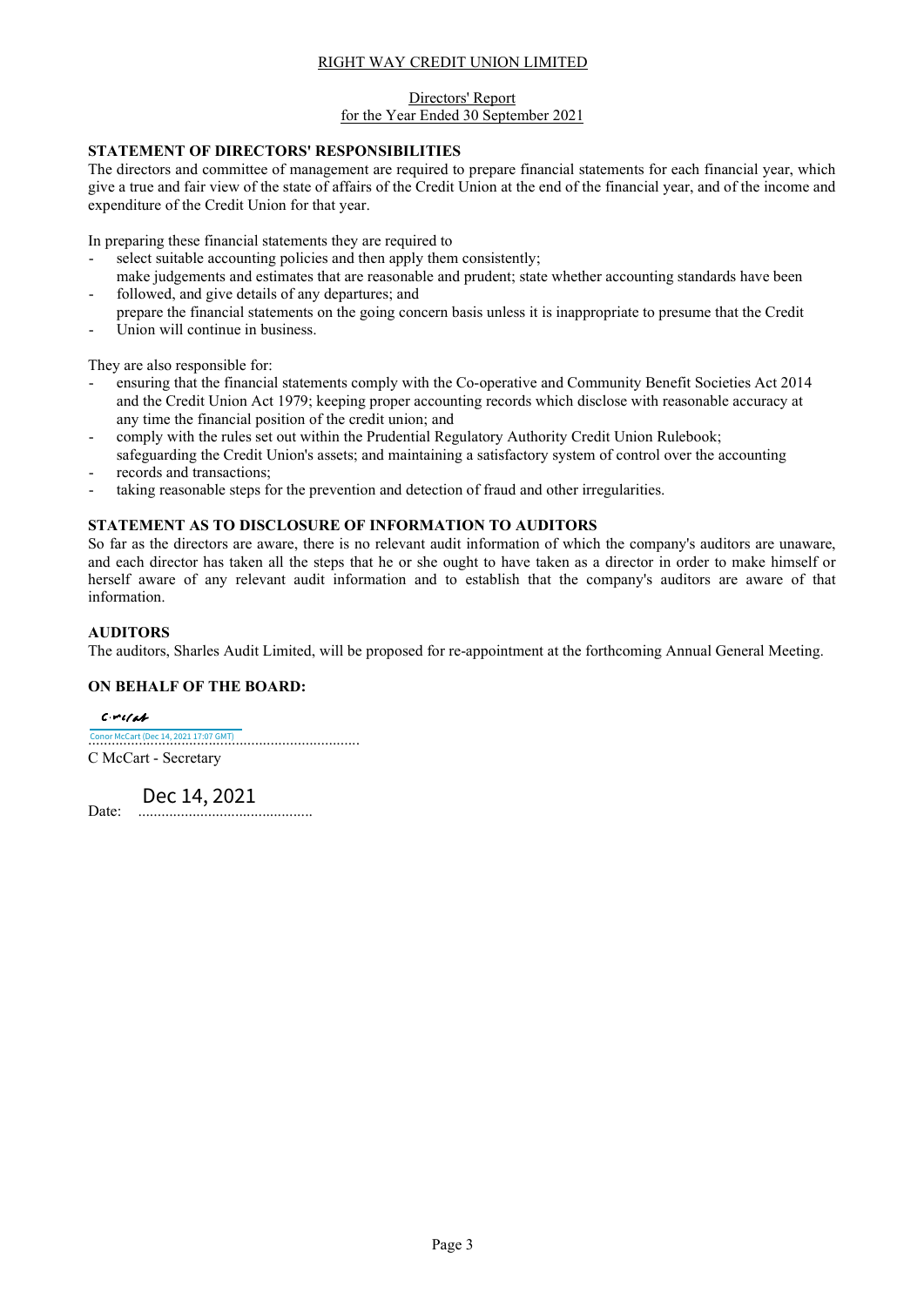RIGHT WAY CREDIT UNION LIMITED

Directors' Report
for the Year Ended 30 September 2021

**STATEMENT OF DIRECTORS' RESPONSIBILITIES**

The directors and committee of management are required to prepare financial statements for each financial year, which give a true and fair view of the state of affairs of the Credit Union at the end of the financial year, and of the income and expenditure of the Credit Union for that year.

In preparing these financial statements they are required to

- select suitable accounting policies and then apply them consistently;
- make judgements and estimates that are reasonable and prudent; state whether accounting standards have been followed, and give details of any departures; and
- prepare the financial statements on the going concern basis unless it is inappropriate to presume that the Credit Union will continue in business.

They are also responsible for:

- ensuring that the financial statements comply with the Co-operative and Community Benefit Societies Act 2014 and the Credit Union Act 1979; keeping proper accounting records which disclose with reasonable accuracy at any time the financial position of the credit union; and
- comply with the rules set out within the Prudential Regulatory Authority Credit Union Rulebook;
- safeguarding the Credit Union's assets; and maintaining a satisfactory system of control over the accounting records and transactions;
- taking reasonable steps for the prevention and detection of fraud and other irregularities.

**STATEMENT AS TO DISCLOSURE OF INFORMATION TO AUDITORS**

So far as the directors are aware, there is no relevant audit information of which the company's auditors are unaware, and each director has taken all the steps that he or she ought to have taken as a director in order to make himself or herself aware of any relevant audit information and to establish that the company's auditors are aware of that information.

**AUDITORS**

The auditors, Sharles Audit Limited, will be proposed for re-appointment at the forthcoming Annual General Meeting.

**ON BEHALF OF THE BOARD:**

Conor McCart (Dec 14, 2021 17:07 GMT)
........................................................................
C McCart - Secretary

Date: Dec 14, 2021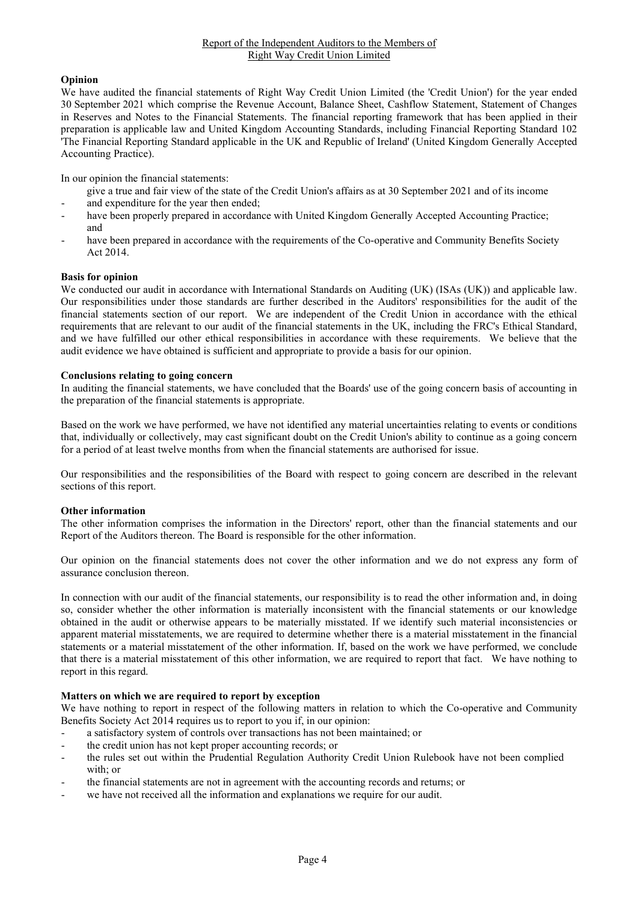## Report of the Independent Auditors to the Members of Right Way Credit Union Limited

### Opinion

We have audited the financial statements of Right Way Credit Union Limited (the 'Credit Union') for the year ended 30 September 2021 which comprise the Revenue Account, Balance Sheet, Cashflow Statement, Statement of Changes in Reserves and Notes to the Financial Statements. The financial reporting framework that has been applied in their preparation is applicable law and United Kingdom Accounting Standards, including Financial Reporting Standard 102 'The Financial Reporting Standard applicable in the UK and Republic of Ireland' (United Kingdom Generally Accepted Accounting Practice).

In our opinion the financial statements:

- give a true and fair view of the state of the Credit Union's affairs as at 30 September 2021 and of its income and expenditure for the year then ended;
- have been properly prepared in accordance with United Kingdom Generally Accepted Accounting Practice; and
- have been prepared in accordance with the requirements of the Co-operative and Community Benefits Society Act 2014.

### Basis for opinion

We conducted our audit in accordance with International Standards on Auditing (UK) (ISAs (UK)) and applicable law. Our responsibilities under those standards are further described in the Auditors' responsibilities for the audit of the financial statements section of our report. We are independent of the Credit Union in accordance with the ethical requirements that are relevant to our audit of the financial statements in the UK, including the FRC's Ethical Standard, and we have fulfilled our other ethical responsibilities in accordance with these requirements. We believe that the audit evidence we have obtained is sufficient and appropriate to provide a basis for our opinion.

### Conclusions relating to going concern

In auditing the financial statements, we have concluded that the Boards' use of the going concern basis of accounting in the preparation of the financial statements is appropriate.

Based on the work we have performed, we have not identified any material uncertainties relating to events or conditions that, individually or collectively, may cast significant doubt on the Credit Union's ability to continue as a going concern for a period of at least twelve months from when the financial statements are authorised for issue.

Our responsibilities and the responsibilities of the Board with respect to going concern are described in the relevant sections of this report.

### Other information

The other information comprises the information in the Directors' report, other than the financial statements and our Report of the Auditors thereon. The Board is responsible for the other information.

Our opinion on the financial statements does not cover the other information and we do not express any form of assurance conclusion thereon.

In connection with our audit of the financial statements, our responsibility is to read the other information and, in doing so, consider whether the other information is materially inconsistent with the financial statements or our knowledge obtained in the audit or otherwise appears to be materially misstated. If we identify such material inconsistencies or apparent material misstatements, we are required to determine whether there is a material misstatement in the financial statements or a material misstatement of the other information. If, based on the work we have performed, we conclude that there is a material misstatement of this other information, we are required to report that fact. We have nothing to report in this regard.

### Matters on which we are required to report by exception

We have nothing to report in respect of the following matters in relation to which the Co-operative and Community Benefits Society Act 2014 requires us to report to you if, in our opinion:

- a satisfactory system of controls over transactions has not been maintained; or
- the credit union has not kept proper accounting records; or
- the rules set out within the Prudential Regulation Authority Credit Union Rulebook have not been complied with; or
- the financial statements are not in agreement with the accounting records and returns; or
- we have not received all the information and explanations we require for our audit.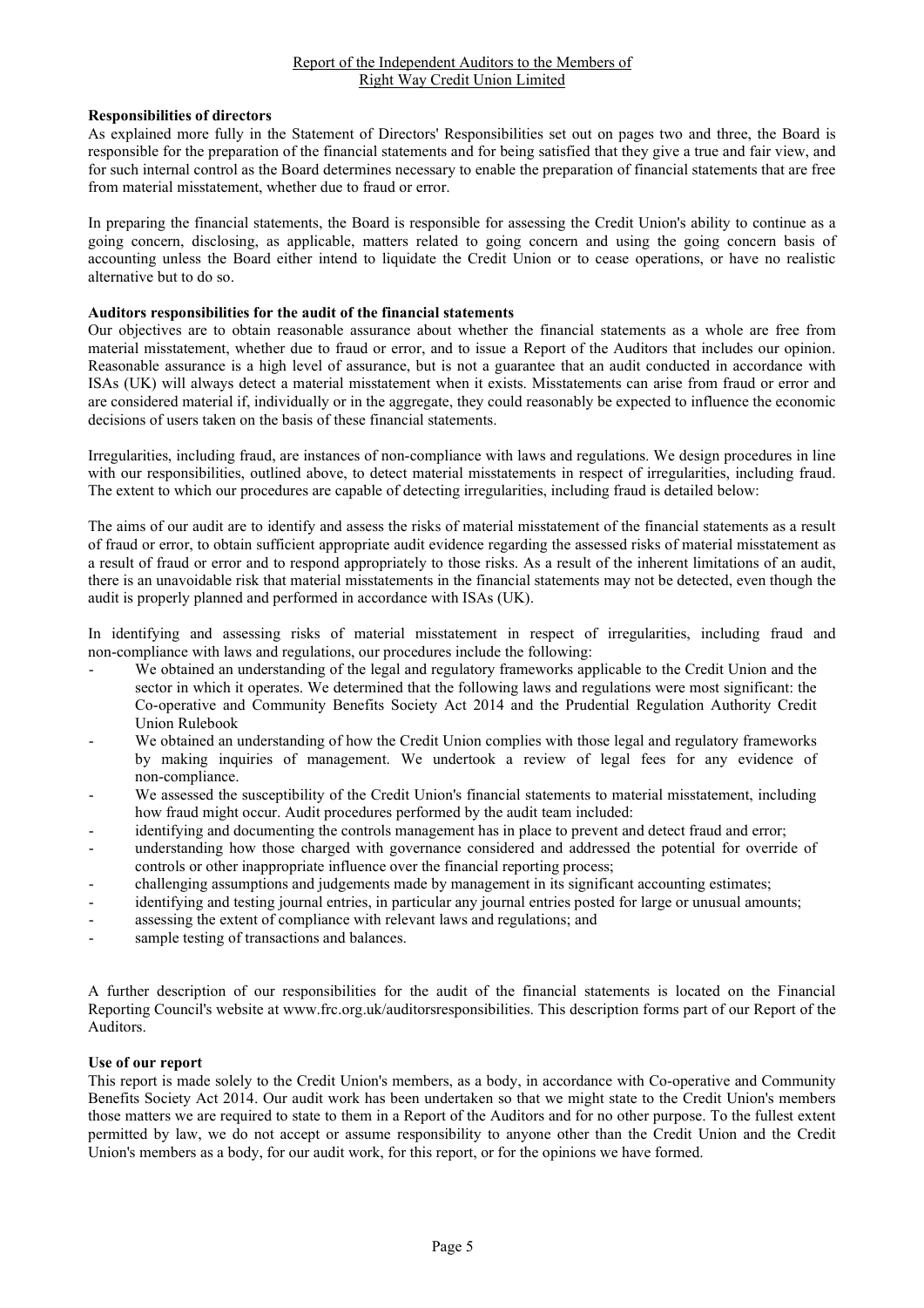Report of the Independent Auditors to the Members of
Right Way Credit Union Limited

**Responsibilities of directors**

As explained more fully in the Statement of Directors' Responsibilities set out on pages two and three, the Board is responsible for the preparation of the financial statements and for being satisfied that they give a true and fair view, and for such internal control as the Board determines necessary to enable the preparation of financial statements that are free from material misstatement, whether due to fraud or error.

In preparing the financial statements, the Board is responsible for assessing the Credit Union's ability to continue as a going concern, disclosing, as applicable, matters related to going concern and using the going concern basis of accounting unless the Board either intend to liquidate the Credit Union or to cease operations, or have no realistic alternative but to do so.

**Auditors responsibilities for the audit of the financial statements**

Our objectives are to obtain reasonable assurance about whether the financial statements as a whole are free from material misstatement, whether due to fraud or error, and to issue a Report of the Auditors that includes our opinion. Reasonable assurance is a high level of assurance, but is not a guarantee that an audit conducted in accordance with ISAs (UK) will always detect a material misstatement when it exists. Misstatements can arise from fraud or error and are considered material if, individually or in the aggregate, they could reasonably be expected to influence the economic decisions of users taken on the basis of these financial statements.

Irregularities, including fraud, are instances of non-compliance with laws and regulations. We design procedures in line with our responsibilities, outlined above, to detect material misstatements in respect of irregularities, including fraud. The extent to which our procedures are capable of detecting irregularities, including fraud is detailed below:

The aims of our audit are to identify and assess the risks of material misstatement of the financial statements as a result of fraud or error, to obtain sufficient appropriate audit evidence regarding the assessed risks of material misstatement as a result of fraud or error and to respond appropriately to those risks. As a result of the inherent limitations of an audit, there is an unavoidable risk that material misstatements in the financial statements may not be detected, even though the audit is properly planned and performed in accordance with ISAs (UK).

In identifying and assessing risks of material misstatement in respect of irregularities, including fraud and non-compliance with laws and regulations, our procedures include the following:

- We obtained an understanding of the legal and regulatory frameworks applicable to the Credit Union and the sector in which it operates. We determined that the following laws and regulations were most significant: the Co-operative and Community Benefits Society Act 2014 and the Prudential Regulation Authority Credit Union Rulebook
- We obtained an understanding of how the Credit Union complies with those legal and regulatory frameworks by making inquiries of management. We undertook a review of legal fees for any evidence of non-compliance.
- We assessed the susceptibility of the Credit Union's financial statements to material misstatement, including how fraud might occur. Audit procedures performed by the audit team included:
- identifying and documenting the controls management has in place to prevent and detect fraud and error;
- understanding how those charged with governance considered and addressed the potential for override of controls or other inappropriate influence over the financial reporting process;
- challenging assumptions and judgements made by management in its significant accounting estimates;
- identifying and testing journal entries, in particular any journal entries posted for large or unusual amounts;
- assessing the extent of compliance with relevant laws and regulations; and
- sample testing of transactions and balances.

A further description of our responsibilities for the audit of the financial statements is located on the Financial Reporting Council's website at www.frc.org.uk/auditorsresponsibilities. This description forms part of our Report of the Auditors.

**Use of our report**

This report is made solely to the Credit Union's members, as a body, in accordance with Co-operative and Community Benefits Society Act 2014. Our audit work has been undertaken so that we might state to the Credit Union's members those matters we are required to state to them in a Report of the Auditors and for no other purpose. To the fullest extent permitted by law, we do not accept or assume responsibility to anyone other than the Credit Union and the Credit Union's members as a body, for our audit work, for this report, or for the opinions we have formed.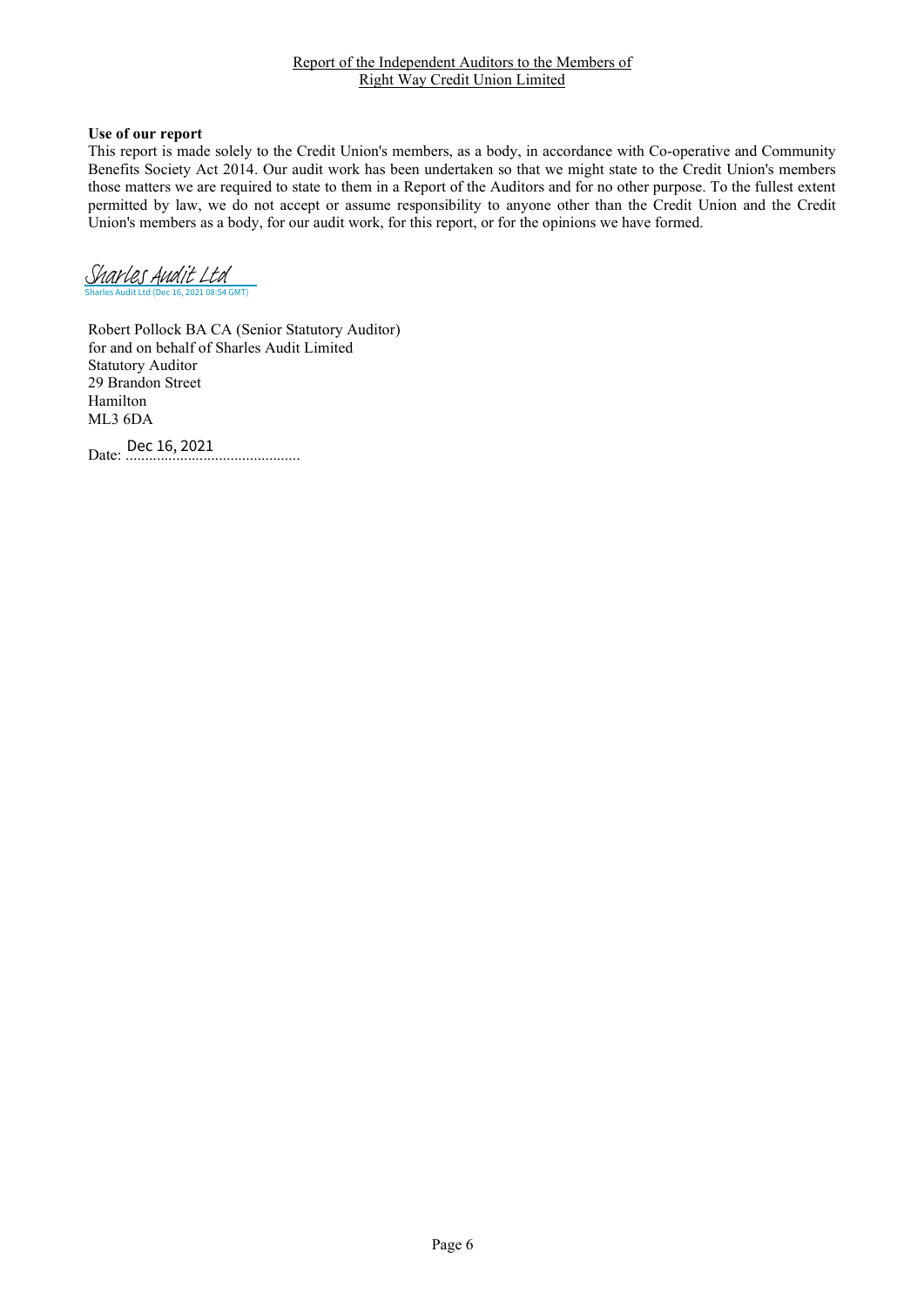Report of the Independent Auditors to the Members of
Right Way Credit Union Limited

**Use of our report**

This report is made solely to the Credit Union's members, as a body, in accordance with Co-operative and Community Benefits Society Act 2014. Our audit work has been undertaken so that we might state to the Credit Union's members those matters we are required to state to them in a Report of the Auditors and for no other purpose. To the fullest extent permitted by law, we do not accept or assume responsibility to anyone other than the Credit Union and the Credit Union's members as a body, for our audit work, for this report, or for the opinions we have formed.

Sharles Audit Ltd
Sharles Audit Ltd (Dec 16, 2021 08:54 GMT)

Robert Pollock BA CA (Senior Statutory Auditor)
for and on behalf of Sharles Audit Limited
Statutory Auditor
29 Brandon Street
Hamilton
ML3 6DA

Date: Dec 16, 2021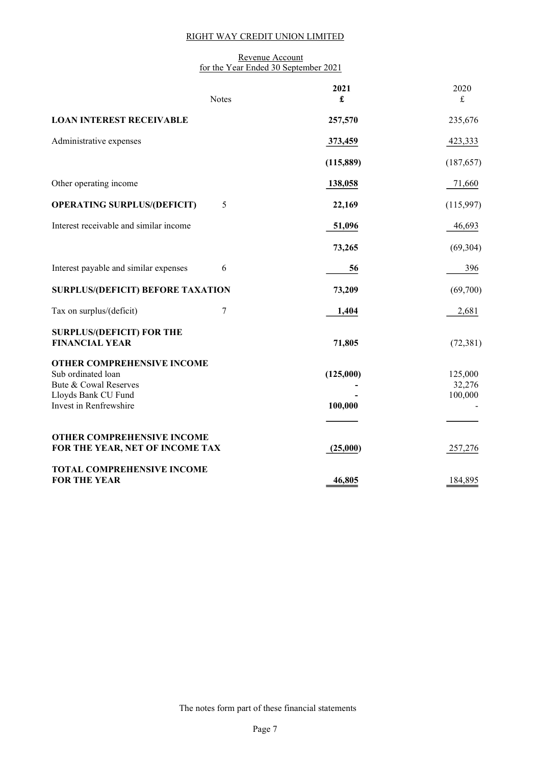RIGHT WAY CREDIT UNION LIMITED

Revenue Account
for the Year Ended 30 September 2021

| | Notes | 2021 £ | 2020 £ |
|---|---|---|---|
| **LOAN INTEREST RECEIVABLE** | | **257,570** | 235,676 |
| Administrative expenses | | **373,459** | 423,333 |
| | | **(115,889)** | (187,657) |
| Other operating income | | **138,058** | 71,660 |
| **OPERATING SURPLUS/(DEFICIT)** | 5 | **22,169** | (115,997) |
| Interest receivable and similar income | | **51,096** | 46,693 |
| | | **73,265** | (69,304) |
| Interest payable and similar expenses | 6 | **56** | 396 |
| **SURPLUS/(DEFICIT) BEFORE TAXATION** | | **73,209** | (69,700) |
| Tax on surplus/(deficit) | 7 | **1,404** | 2,681 |
| **SURPLUS/(DEFICIT) FOR THE FINANCIAL YEAR** | | **71,805** | (72,381) |
| **OTHER COMPREHENSIVE INCOME** | | | |
| Sub ordinated loan | | **(125,000)** | 125,000 |
| Bute & Cowal Reserves | | **-** | 32,276 |
| Lloyds Bank CU Fund | | **-** | 100,000 |
| Invest in Renfrewshire | | **100,000** | - |
| **OTHER COMPREHENSIVE INCOME FOR THE YEAR, NET OF INCOME TAX** | | **(25,000)** | 257,276 |
| **TOTAL COMPREHENSIVE INCOME FOR THE YEAR** | | **46,805** | 184,895 |

The notes form part of these financial statements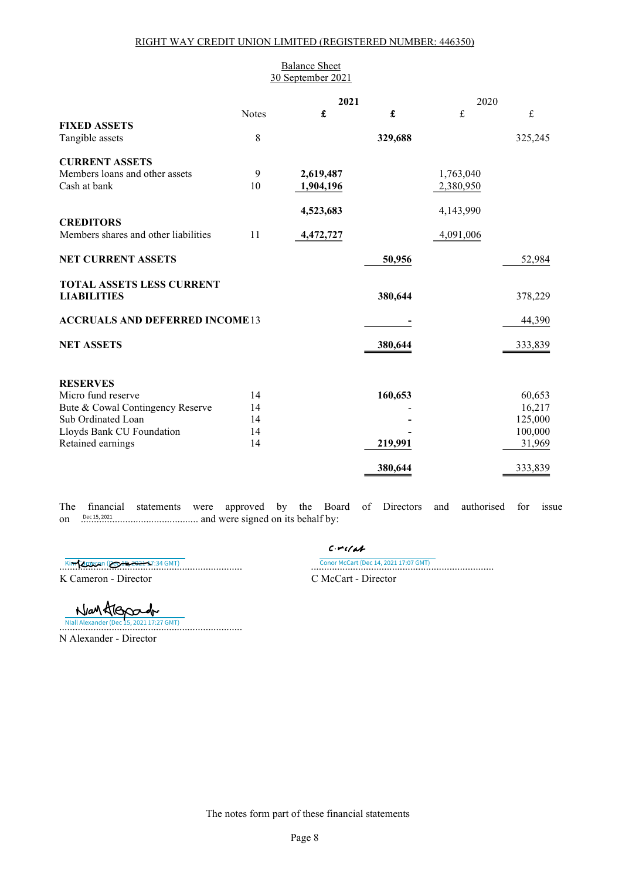RIGHT WAY CREDIT UNION LIMITED (REGISTERED NUMBER: 446350)

## Balance Sheet
30 September 2021

| | Notes | 2021 £ | 2021 £ | 2020 £ | 2020 £ |
|---|---|---|---|---|---|
| **FIXED ASSETS** | | | | | |
| Tangible assets | 8 | | **329,688** | | 325,245 |
| **CURRENT ASSETS** | | | | | |
| Members loans and other assets | 9 | **2,619,487** | | 1,763,040 | |
| Cash at bank | 10 | **1,904,196** | | 2,380,950 | |
| | | **4,523,683** | | 4,143,990 | |
| **CREDITORS** | | | | | |
| Members shares and other liabilities | 11 | **4,472,727** | | 4,091,006 | |
| **NET CURRENT ASSETS** | | | **50,956** | | 52,984 |
| **TOTAL ASSETS LESS CURRENT LIABILITIES** | | | **380,644** | | 378,229 |
| **ACCRUALS AND DEFERRED INCOME** | 13 | | **-** | | 44,390 |
| **NET ASSETS** | | | **380,644** | | 333,839 |
| **RESERVES** | | | | | |
| Micro fund reserve | 14 | | **160,653** | | 60,653 |
| Bute & Cowal Contingency Reserve | 14 | | - | | 16,217 |
| Sub Ordinated Loan | 14 | | **-** | | 125,000 |
| Lloyds Bank CU Foundation | 14 | | **-** | | 100,000 |
| Retained earnings | 14 | | **219,991** | | 31,969 |
| | | | **380,644** | | 333,839 |

The financial statements were approved by the Board of Directors and authorised for issue on Dec 15, 2021 .............................. and were signed on its behalf by:

Kim Cameron (Dec 15, 2021 17:34 GMT)
K Cameron - Director

Conor McCart (Dec 14, 2021 17:07 GMT)
C McCart - Director

Niall Alexander (Dec 15, 2021 17:27 GMT)
N Alexander - Director

The notes form part of these financial statements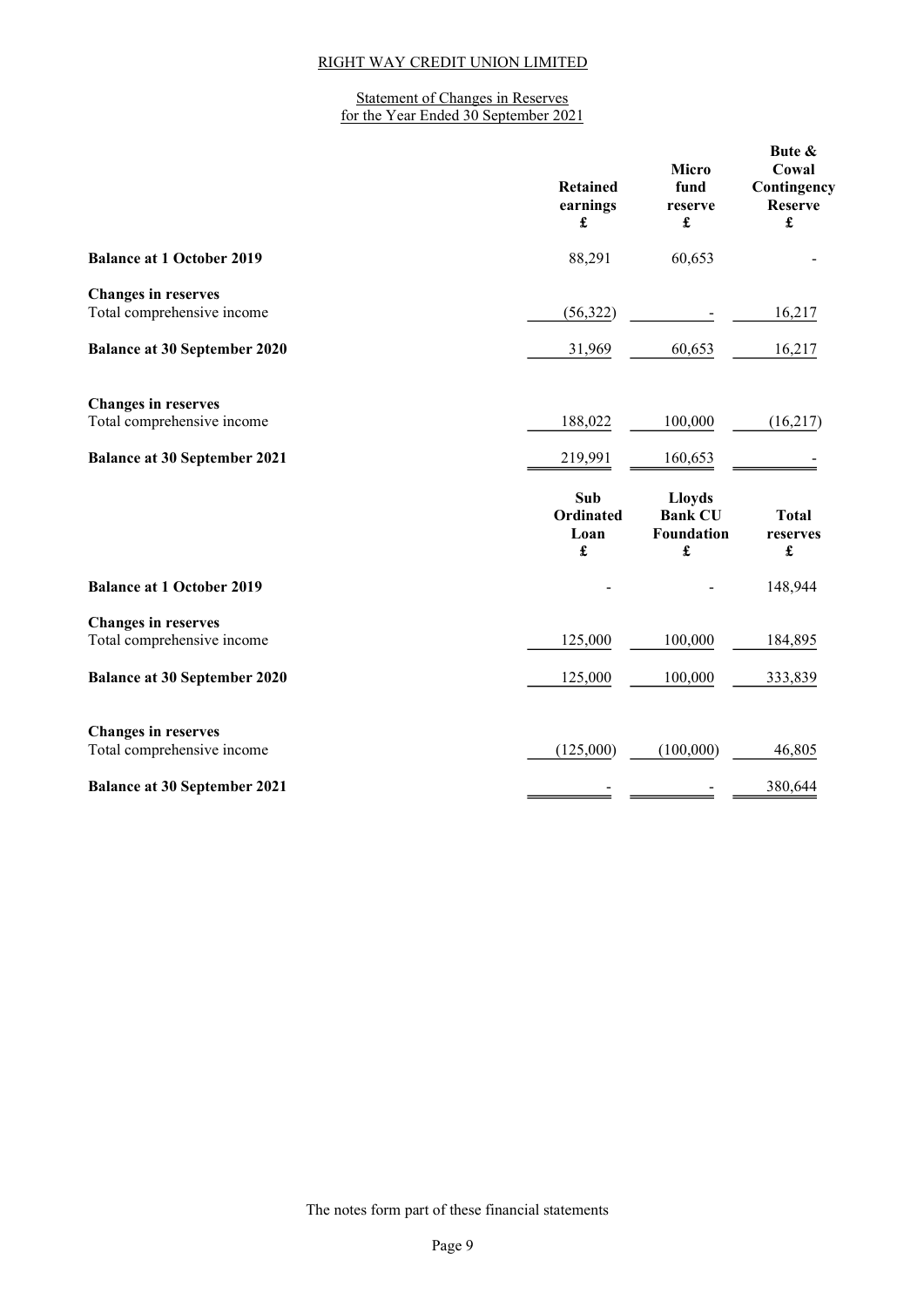RIGHT WAY CREDIT UNION LIMITED

## Statement of Changes in Reserves
for the Year Ended 30 September 2021

| | Retained earnings £ | Micro fund reserve £ | Bute & Cowal Contingency Reserve £ |
|---|---|---|---|
| **Balance at 1 October 2019** | 88,291 | 60,653 | - |
| **Changes in reserves** | | | |
| Total comprehensive income | (56,322) | - | 16,217 |
| **Balance at 30 September 2020** | 31,969 | 60,653 | 16,217 |
| **Changes in reserves** | | | |
| Total comprehensive income | 188,022 | 100,000 | (16,217) |
| **Balance at 30 September 2021** | 219,991 | 160,653 | - |

| | Sub Ordinated Loan £ | Lloyds Bank CU Foundation £ | Total reserves £ |
|---|---|---|---|
| **Balance at 1 October 2019** | - | - | 148,944 |
| **Changes in reserves** | | | |
| Total comprehensive income | 125,000 | 100,000 | 184,895 |
| **Balance at 30 September 2020** | 125,000 | 100,000 | 333,839 |
| **Changes in reserves** | | | |
| Total comprehensive income | (125,000) | (100,000) | 46,805 |
| **Balance at 30 September 2021** | - | - | 380,644 |

The notes form part of these financial statements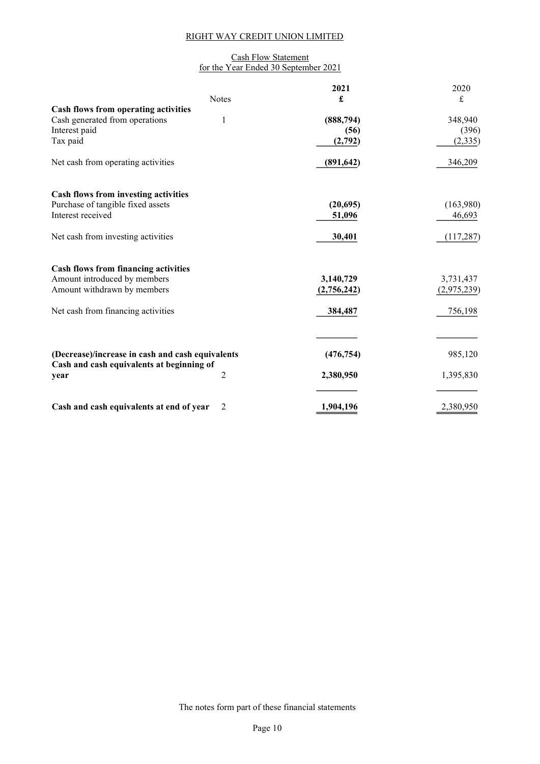RIGHT WAY CREDIT UNION LIMITED

## Cash Flow Statement
for the Year Ended 30 September 2021

| | Notes | 2021 £ | 2020 £ |
|---|---|---|---|
| **Cash flows from operating activities** | | | |
| Cash generated from operations | 1 | **(888,794)** | 348,940 |
| Interest paid | | **(56)** | (396) |
| Tax paid | | **(2,792)** | (2,335) |
| Net cash from operating activities | | **(891,642)** | 346,209 |
| **Cash flows from investing activities** | | | |
| Purchase of tangible fixed assets | | **(20,695)** | (163,980) |
| Interest received | | **51,096** | 46,693 |
| Net cash from investing activities | | **30,401** | (117,287) |
| **Cash flows from financing activities** | | | |
| Amount introduced by members | | **3,140,729** | 3,731,437 |
| Amount withdrawn by members | | **(2,756,242)** | (2,975,239) |
| Net cash from financing activities | | **384,487** | 756,198 |
| **(Decrease)/increase in cash and cash equivalents** | | **(476,754)** | 985,120 |
| **Cash and cash equivalents at beginning of year** | 2 | **2,380,950** | 1,395,830 |
| **Cash and cash equivalents at end of year** | 2 | **1,904,196** | 2,380,950 |

The notes form part of these financial statements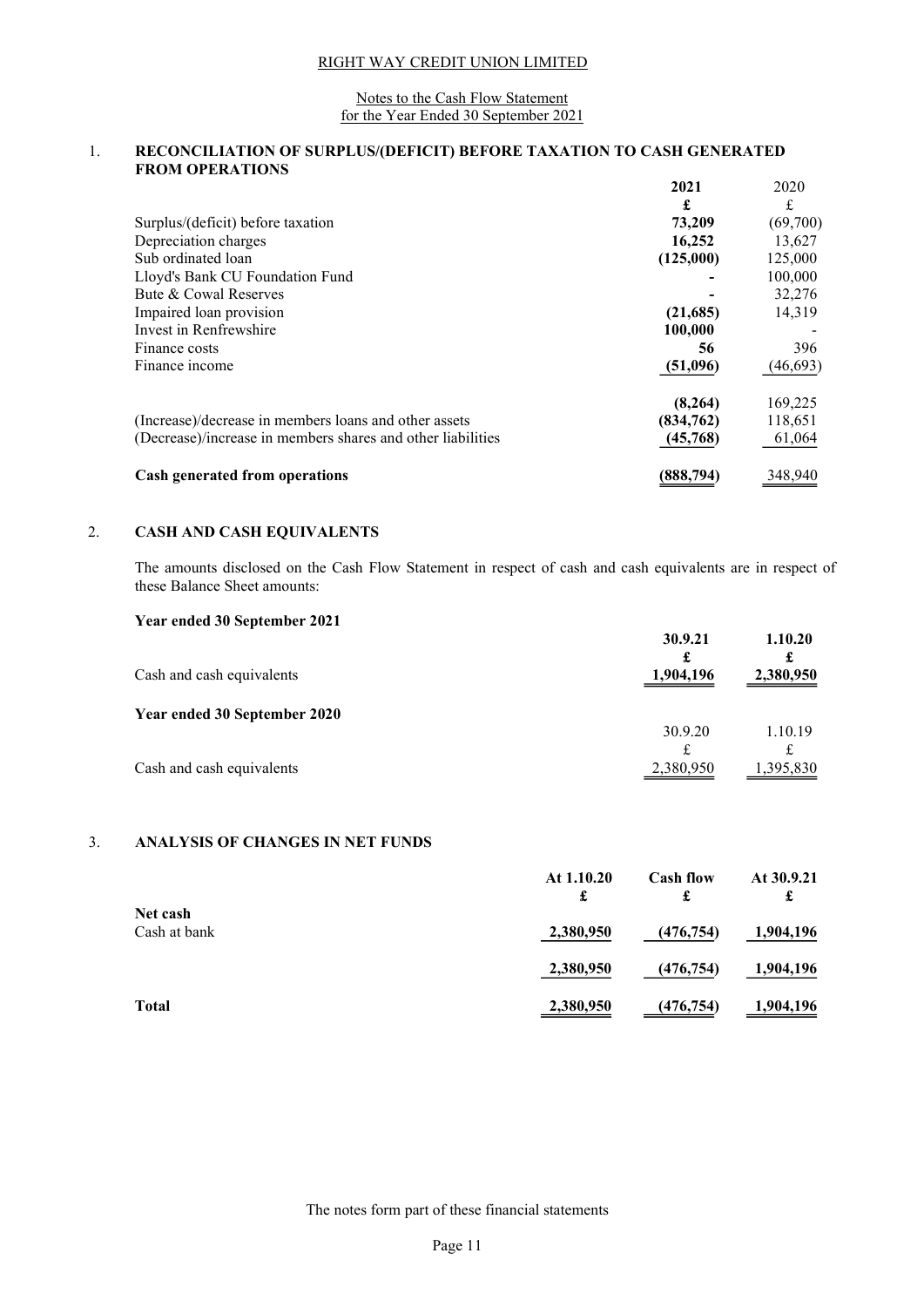RIGHT WAY CREDIT UNION LIMITED

Notes to the Cash Flow Statement
for the Year Ended 30 September 2021

## 1. RECONCILIATION OF SURPLUS/(DEFICIT) BEFORE TAXATION TO CASH GENERATED FROM OPERATIONS

| | 2021 | 2020 |
|---|---|---|
| | £ | £ |
| Surplus/(deficit) before taxation | 73,209 | (69,700) |
| Depreciation charges | 16,252 | 13,627 |
| Sub ordinated loan | (125,000) | 125,000 |
| Lloyd's Bank CU Foundation Fund | - | 100,000 |
| Bute & Cowal Reserves | - | 32,276 |
| Impaired loan provision | (21,685) | 14,319 |
| Invest in Renfrewshire | 100,000 | - |
| Finance costs | 56 | 396 |
| Finance income | (51,096) | (46,693) |
| | (8,264) | 169,225 |
| (Increase)/decrease in members loans and other assets | (834,762) | 118,651 |
| (Decrease)/increase in members shares and other liabilities | (45,768) | 61,064 |
| **Cash generated from operations** | **(888,794)** | 348,940 |

## 2. CASH AND CASH EQUIVALENTS

The amounts disclosed on the Cash Flow Statement in respect of cash and cash equivalents are in respect of these Balance Sheet amounts:

**Year ended 30 September 2021**

| | 30.9.21 | 1.10.20 |
|---|---|---|
| | £ | £ |
| Cash and cash equivalents | 1,904,196 | 2,380,950 |

**Year ended 30 September 2020**

| | 30.9.20 | 1.10.19 |
|---|---|---|
| | £ | £ |
| Cash and cash equivalents | 2,380,950 | 1,395,830 |

## 3. ANALYSIS OF CHANGES IN NET FUNDS

| | At 1.10.20 | Cash flow | At 30.9.21 |
|---|---|---|---|
| | £ | £ | £ |
| **Net cash** | | | |
| Cash at bank | 2,380,950 | (476,754) | 1,904,196 |
| | 2,380,950 | (476,754) | 1,904,196 |
| **Total** | 2,380,950 | (476,754) | 1,904,196 |

The notes form part of these financial statements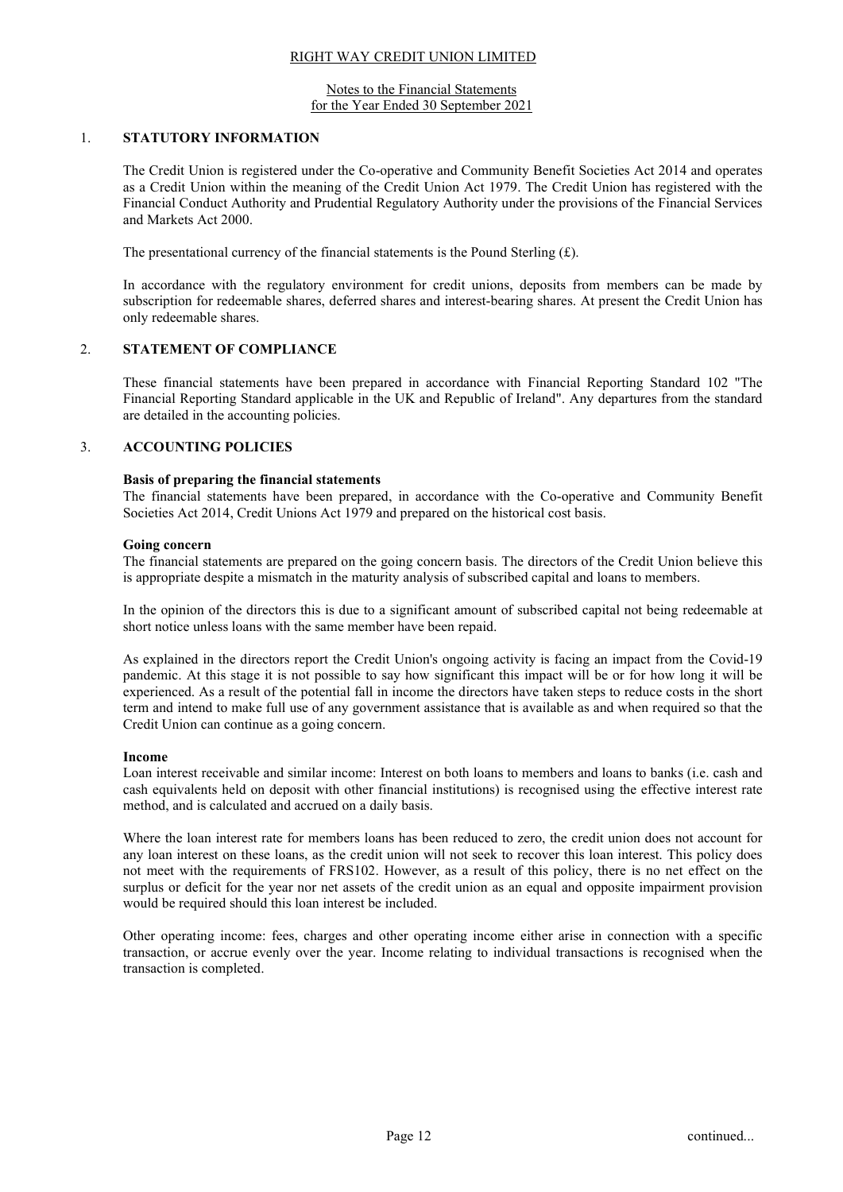RIGHT WAY CREDIT UNION LIMITED

Notes to the Financial Statements
for the Year Ended 30 September 2021

## 1. STATUTORY INFORMATION

The Credit Union is registered under the Co-operative and Community Benefit Societies Act 2014 and operates as a Credit Union within the meaning of the Credit Union Act 1979. The Credit Union has registered with the Financial Conduct Authority and Prudential Regulatory Authority under the provisions of the Financial Services and Markets Act 2000.

The presentational currency of the financial statements is the Pound Sterling (£).

In accordance with the regulatory environment for credit unions, deposits from members can be made by subscription for redeemable shares, deferred shares and interest-bearing shares. At present the Credit Union has only redeemable shares.

## 2. STATEMENT OF COMPLIANCE

These financial statements have been prepared in accordance with Financial Reporting Standard 102 "The Financial Reporting Standard applicable in the UK and Republic of Ireland". Any departures from the standard are detailed in the accounting policies.

## 3. ACCOUNTING POLICIES

**Basis of preparing the financial statements**

The financial statements have been prepared, in accordance with the Co-operative and Community Benefit Societies Act 2014, Credit Unions Act 1979 and prepared on the historical cost basis.

**Going concern**

The financial statements are prepared on the going concern basis. The directors of the Credit Union believe this is appropriate despite a mismatch in the maturity analysis of subscribed capital and loans to members.

In the opinion of the directors this is due to a significant amount of subscribed capital not being redeemable at short notice unless loans with the same member have been repaid.

As explained in the directors report the Credit Union's ongoing activity is facing an impact from the Covid-19 pandemic. At this stage it is not possible to say how significant this impact will be or for how long it will be experienced. As a result of the potential fall in income the directors have taken steps to reduce costs in the short term and intend to make full use of any government assistance that is available as and when required so that the Credit Union can continue as a going concern.

**Income**

Loan interest receivable and similar income: Interest on both loans to members and loans to banks (i.e. cash and cash equivalents held on deposit with other financial institutions) is recognised using the effective interest rate method, and is calculated and accrued on a daily basis.

Where the loan interest rate for members loans has been reduced to zero, the credit union does not account for any loan interest on these loans, as the credit union will not seek to recover this loan interest. This policy does not meet with the requirements of FRS102. However, as a result of this policy, there is no net effect on the surplus or deficit for the year nor net assets of the credit union as an equal and opposite impairment provision would be required should this loan interest be included.

Other operating income: fees, charges and other operating income either arise in connection with a specific transaction, or accrue evenly over the year. Income relating to individual transactions is recognised when the transaction is completed.

continued...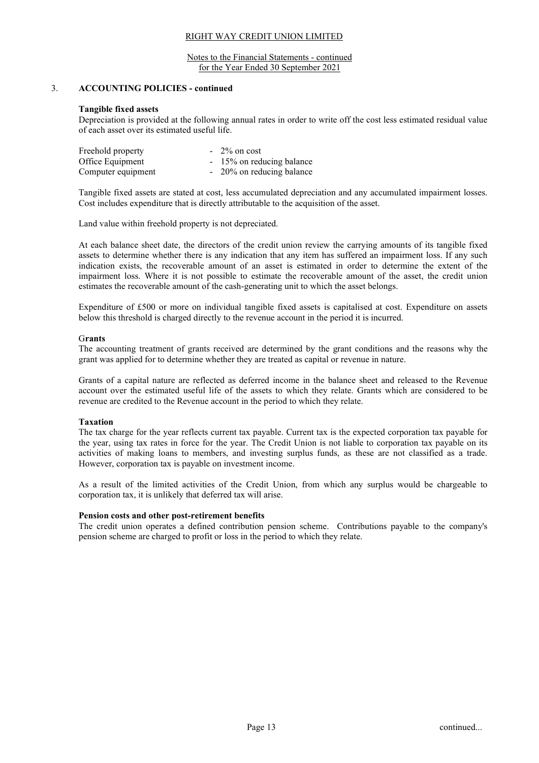## 3. ACCOUNTING POLICIES - continued

### Tangible fixed assets

Depreciation is provided at the following annual rates in order to write off the cost less estimated residual value of each asset over its estimated useful life.

| | |
|---|---|
| Freehold property | - 2% on cost |
| Office Equipment | - 15% on reducing balance |
| Computer equipment | - 20% on reducing balance |

Tangible fixed assets are stated at cost, less accumulated depreciation and any accumulated impairment losses. Cost includes expenditure that is directly attributable to the acquisition of the asset.

Land value within freehold property is not depreciated.

At each balance sheet date, the directors of the credit union review the carrying amounts of its tangible fixed assets to determine whether there is any indication that any item has suffered an impairment loss. If any such indication exists, the recoverable amount of an asset is estimated in order to determine the extent of the impairment loss. Where it is not possible to estimate the recoverable amount of the asset, the credit union estimates the recoverable amount of the cash-generating unit to which the asset belongs.

Expenditure of £500 or more on individual tangible fixed assets is capitalised at cost. Expenditure on assets below this threshold is charged directly to the revenue account in the period it is incurred.

### Grants

The accounting treatment of grants received are determined by the grant conditions and the reasons why the grant was applied for to determine whether they are treated as capital or revenue in nature.

Grants of a capital nature are reflected as deferred income in the balance sheet and released to the Revenue account over the estimated useful life of the assets to which they relate. Grants which are considered to be revenue are credited to the Revenue account in the period to which they relate.

### Taxation

The tax charge for the year reflects current tax payable. Current tax is the expected corporation tax payable for the year, using tax rates in force for the year. The Credit Union is not liable to corporation tax payable on its activities of making loans to members, and investing surplus funds, as these are not classified as a trade. However, corporation tax is payable on investment income.

As a result of the limited activities of the Credit Union, from which any surplus would be chargeable to corporation tax, it is unlikely that deferred tax will arise.

### Pension costs and other post-retirement benefits

The credit union operates a defined contribution pension scheme. Contributions payable to the company's pension scheme are charged to profit or loss in the period to which they relate.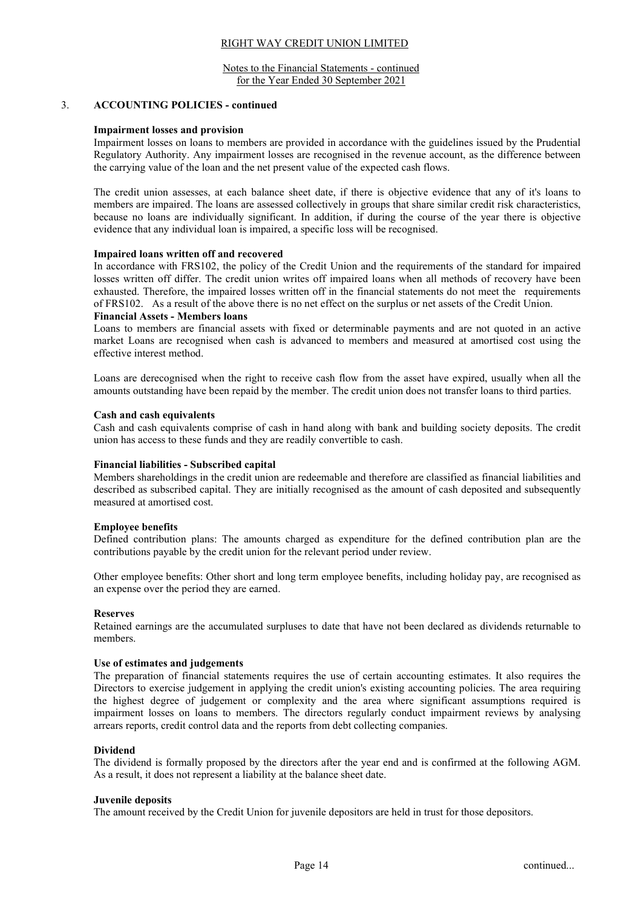RIGHT WAY CREDIT UNION LIMITED

Notes to the Financial Statements - continued
for the Year Ended 30 September 2021

## 3. ACCOUNTING POLICIES - continued

**Impairment losses and provision**

Impairment losses on loans to members are provided in accordance with the guidelines issued by the Prudential Regulatory Authority. Any impairment losses are recognised in the revenue account, as the difference between the carrying value of the loan and the net present value of the expected cash flows.

The credit union assesses, at each balance sheet date, if there is objective evidence that any of it's loans to members are impaired. The loans are assessed collectively in groups that share similar credit risk characteristics, because no loans are individually significant. In addition, if during the course of the year there is objective evidence that any individual loan is impaired, a specific loss will be recognised.

**Impaired loans written off and recovered**

In accordance with FRS102, the policy of the Credit Union and the requirements of the standard for impaired losses written off differ. The credit union writes off impaired loans when all methods of recovery have been exhausted. Therefore, the impaired losses written off in the financial statements do not meet the requirements of FRS102. As a result of the above there is no net effect on the surplus or net assets of the Credit Union.

**Financial Assets - Members loans**

Loans to members are financial assets with fixed or determinable payments and are not quoted in an active market Loans are recognised when cash is advanced to members and measured at amortised cost using the effective interest method.

Loans are derecognised when the right to receive cash flow from the asset have expired, usually when all the amounts outstanding have been repaid by the member. The credit union does not transfer loans to third parties.

**Cash and cash equivalents**

Cash and cash equivalents comprise of cash in hand along with bank and building society deposits. The credit union has access to these funds and they are readily convertible to cash.

**Financial liabilities - Subscribed capital**

Members shareholdings in the credit union are redeemable and therefore are classified as financial liabilities and described as subscribed capital. They are initially recognised as the amount of cash deposited and subsequently measured at amortised cost.

**Employee benefits**

Defined contribution plans: The amounts charged as expenditure for the defined contribution plan are the contributions payable by the credit union for the relevant period under review.

Other employee benefits: Other short and long term employee benefits, including holiday pay, are recognised as an expense over the period they are earned.

**Reserves**

Retained earnings are the accumulated surpluses to date that have not been declared as dividends returnable to members.

**Use of estimates and judgements**

The preparation of financial statements requires the use of certain accounting estimates. It also requires the Directors to exercise judgement in applying the credit union's existing accounting policies. The area requiring the highest degree of judgement or complexity and the area where significant assumptions required is impairment losses on loans to members. The directors regularly conduct impairment reviews by analysing arrears reports, credit control data and the reports from debt collecting companies.

**Dividend**

The dividend is formally proposed by the directors after the year end and is confirmed at the following AGM. As a result, it does not represent a liability at the balance sheet date.

**Juvenile deposits**

The amount received by the Credit Union for juvenile depositors are held in trust for those depositors.

continued...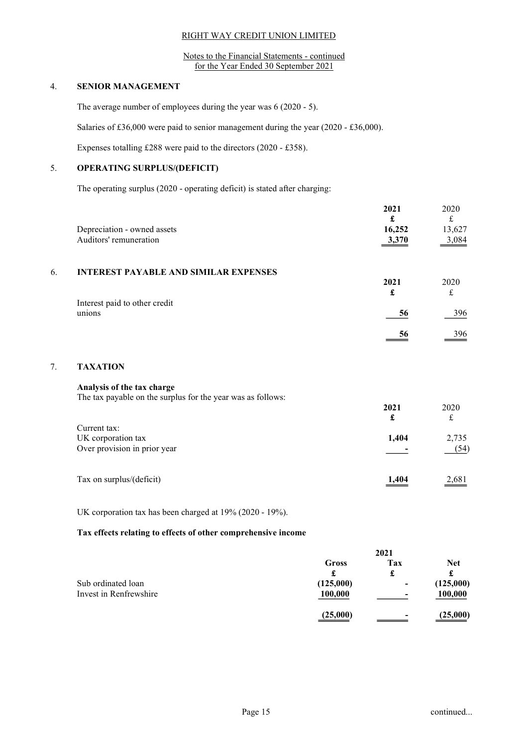## 4. SENIOR MANAGEMENT

The average number of employees during the year was 6 (2020 - 5).

Salaries of £36,000 were paid to senior management during the year (2020 - £36,000).

Expenses totalling £288 were paid to the directors (2020 - £358).

## 5. OPERATING SURPLUS/(DEFICIT)

The operating surplus (2020 - operating deficit) is stated after charging:

| | 2021 | 2020 |
|---|---|---|
| | £ | £ |
| Depreciation - owned assets | 16,252 | 13,627 |
| Auditors' remuneration | 3,370 | 3,084 |

## 6. INTEREST PAYABLE AND SIMILAR EXPENSES

| | 2021 | 2020 |
|---|---|---|
| | £ | £ |
| Interest paid to other credit unions | 56 | 396 |
| | 56 | 396 |

## 7. TAXATION

**Analysis of the tax charge**

The tax payable on the surplus for the year was as follows:

| | 2021 | 2020 |
|---|---|---|
| | £ | £ |
| Current tax: | | |
| UK corporation tax | 1,404 | 2,735 |
| Over provision in prior year | - | (54) |
| Tax on surplus/(deficit) | 1,404 | 2,681 |

UK corporation tax has been charged at 19% (2020 - 19%).

**Tax effects relating to effects of other comprehensive income**

| | 2021 | | |
|---|---|---|---|
| | Gross | Tax | Net |
| | £ | £ | £ |
| Sub ordinated loan | (125,000) | - | (125,000) |
| Invest in Renfrewshire | 100,000 | - | 100,000 |
| | (25,000) | - | (25,000) |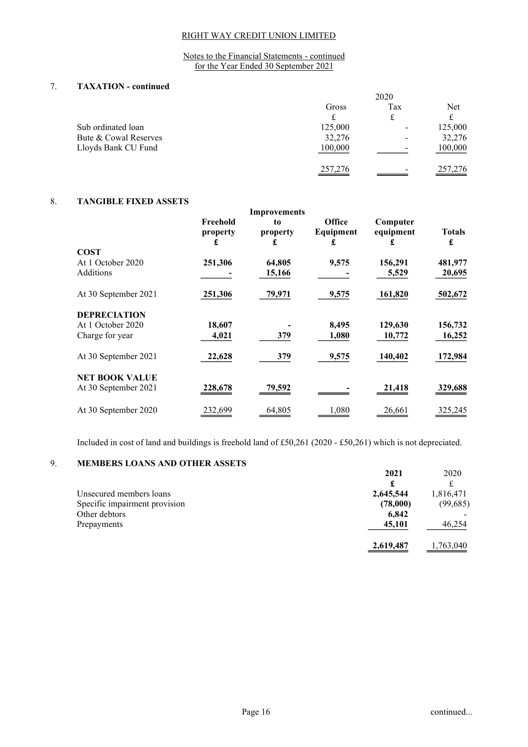RIGHT WAY CREDIT UNION LIMITED

Notes to the Financial Statements - continued
for the Year Ended 30 September 2021

## 7. TAXATION - continued

| | 2020 | | |
|---|---|---|---|
| | Gross | Tax | Net |
| | £ | £ | £ |
| Sub ordinated loan | 125,000 | - | 125,000 |
| Bute & Cowal Reserves | 32,276 | - | 32,276 |
| Lloyds Bank CU Fund | 100,000 | - | 100,000 |
| | 257,276 | - | 257,276 |

## 8. TANGIBLE FIXED ASSETS

| | Freehold property | Improvements to property | Office Equipment | Computer equipment | Totals |
|---|---|---|---|---|---|
| | £ | £ | £ | £ | £ |
| **COST** | | | | | |
| At 1 October 2020 | 251,306 | 64,805 | 9,575 | 156,291 | 481,977 |
| Additions | - | 15,166 | - | 5,529 | 20,695 |
| At 30 September 2021 | 251,306 | 79,971 | 9,575 | 161,820 | 502,672 |
| **DEPRECIATION** | | | | | |
| At 1 October 2020 | 18,607 | - | 8,495 | 129,630 | 156,732 |
| Charge for year | 4,021 | 379 | 1,080 | 10,772 | 16,252 |
| At 30 September 2021 | 22,628 | 379 | 9,575 | 140,402 | 172,984 |
| **NET BOOK VALUE** | | | | | |
| At 30 September 2021 | 228,678 | 79,592 | - | 21,418 | 329,688 |
| At 30 September 2020 | 232,699 | 64,805 | 1,080 | 26,661 | 325,245 |

Included in cost of land and buildings is freehold land of £50,261 (2020 - £50,261) which is not depreciated.

## 9. MEMBERS LOANS AND OTHER ASSETS

| | 2021 | 2020 |
|---|---|---|
| | £ | £ |
| Unsecured members loans | 2,645,544 | 1,816,471 |
| Specific impairment provision | (78,000) | (99,685) |
| Other debtors | 6,842 | - |
| Prepayments | 45,101 | 46,254 |
| | 2,619,487 | 1,763,040 |

continued...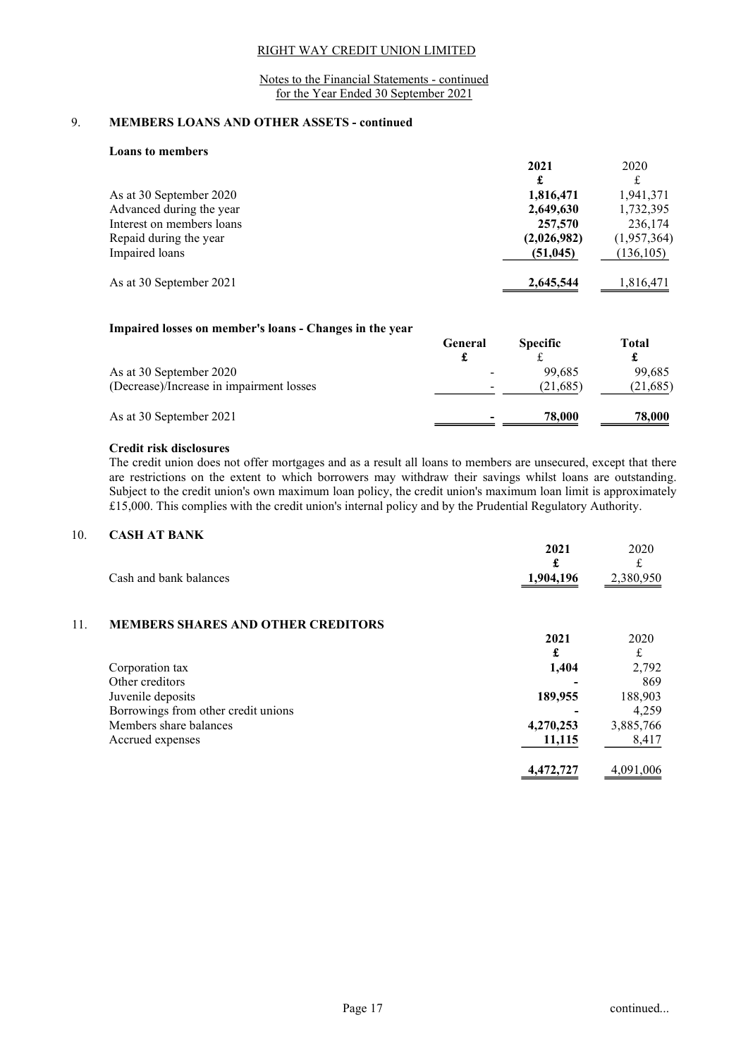RIGHT WAY CREDIT UNION LIMITED

Notes to the Financial Statements - continued
for the Year Ended 30 September 2021

## 9. MEMBERS LOANS AND OTHER ASSETS - continued

**Loans to members**

| | **2021** | 2020 |
|---|---|---|
| | **£** | £ |
| As at 30 September 2020 | **1,816,471** | 1,941,371 |
| Advanced during the year | **2,649,630** | 1,732,395 |
| Interest on members loans | **257,570** | 236,174 |
| Repaid during the year | **(2,026,982)** | (1,957,364) |
| Impaired loans | **(51,045)** | (136,105) |
| As at 30 September 2021 | **2,645,544** | 1,816,471 |

**Impaired losses on member's loans - Changes in the year**

| | **General** | **Specific** | **Total** |
|---|---|---|---|
| | **£** | £ | **£** |
| As at 30 September 2020 | - | 99,685 | 99,685 |
| (Decrease)/Increase in impairment losses | - | (21,685) | (21,685) |
| As at 30 September 2021 | **-** | **78,000** | **78,000** |

**Credit risk disclosures**

The credit union does not offer mortgages and as a result all loans to members are unsecured, except that there are restrictions on the extent to which borrowers may withdraw their savings whilst loans are outstanding. Subject to the credit union's own maximum loan policy, the credit union's maximum loan limit is approximately £15,000. This complies with the credit union's internal policy and by the Prudential Regulatory Authority.

## 10. CASH AT BANK

| | **2021** | 2020 |
|---|---|---|
| | **£** | £ |
| Cash and bank balances | **1,904,196** | 2,380,950 |

## 11. MEMBERS SHARES AND OTHER CREDITORS

| | **2021** | 2020 |
|---|---|---|
| | **£** | £ |
| Corporation tax | **1,404** | 2,792 |
| Other creditors | **-** | 869 |
| Juvenile deposits | **189,955** | 188,903 |
| Borrowings from other credit unions | **-** | 4,259 |
| Members share balances | **4,270,253** | 3,885,766 |
| Accrued expenses | **11,115** | 8,417 |
| | **4,472,727** | 4,091,006 |

continued...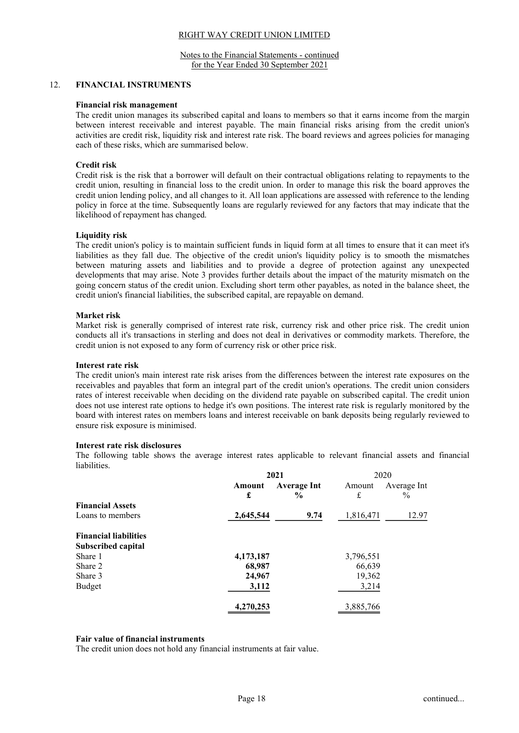## 12. FINANCIAL INSTRUMENTS

### Financial risk management

The credit union manages its subscribed capital and loans to members so that it earns income from the margin between interest receivable and interest payable. The main financial risks arising from the credit union's activities are credit risk, liquidity risk and interest rate risk. The board reviews and agrees policies for managing each of these risks, which are summarised below.

### Credit risk

Credit risk is the risk that a borrower will default on their contractual obligations relating to repayments to the credit union, resulting in financial loss to the credit union. In order to manage this risk the board approves the credit union lending policy, and all changes to it. All loan applications are assessed with reference to the lending policy in force at the time. Subsequently loans are regularly reviewed for any factors that may indicate that the likelihood of repayment has changed.

### Liquidity risk

The credit union's policy is to maintain sufficient funds in liquid form at all times to ensure that it can meet it's liabilities as they fall due. The objective of the credit union's liquidity policy is to smooth the mismatches between maturing assets and liabilities and to provide a degree of protection against any unexpected developments that may arise. Note 3 provides further details about the impact of the maturity mismatch on the going concern status of the credit union. Excluding short term other payables, as noted in the balance sheet, the credit union's financial liabilities, the subscribed capital, are repayable on demand.

### Market risk

Market risk is generally comprised of interest rate risk, currency risk and other price risk. The credit union conducts all it's transactions in sterling and does not deal in derivatives or commodity markets. Therefore, the credit union is not exposed to any form of currency risk or other price risk.

### Interest rate risk

The credit union's main interest rate risk arises from the differences between the interest rate exposures on the receivables and payables that form an integral part of the credit union's operations. The credit union considers rates of interest receivable when deciding on the dividend rate payable on subscribed capital. The credit union does not use interest rate options to hedge it's own positions. The interest rate risk is regularly monitored by the board with interest rates on members loans and interest receivable on bank deposits being regularly reviewed to ensure risk exposure is minimised.

### Interest rate risk disclosures

The following table shows the average interest rates applicable to relevant financial assets and financial liabilities.

| | 2021 | | 2020 | |
|---|---|---|---|---|
| | **Amount £** | **Average Int %** | Amount £ | Average Int % |
| **Financial Assets** | | | | |
| Loans to members | **2,645,544** | **9.74** | 1,816,471 | 12.97 |
| **Financial liabilities** | | | | |
| **Subscribed capital** | | | | |
| Share 1 | **4,173,187** | | 3,796,551 | |
| Share 2 | **68,987** | | 66,639 | |
| Share 3 | **24,967** | | 19,362 | |
| Budget | **3,112** | | 3,214 | |
| | **4,270,253** | | 3,885,766 | |

### Fair value of financial instruments

The credit union does not hold any financial instruments at fair value.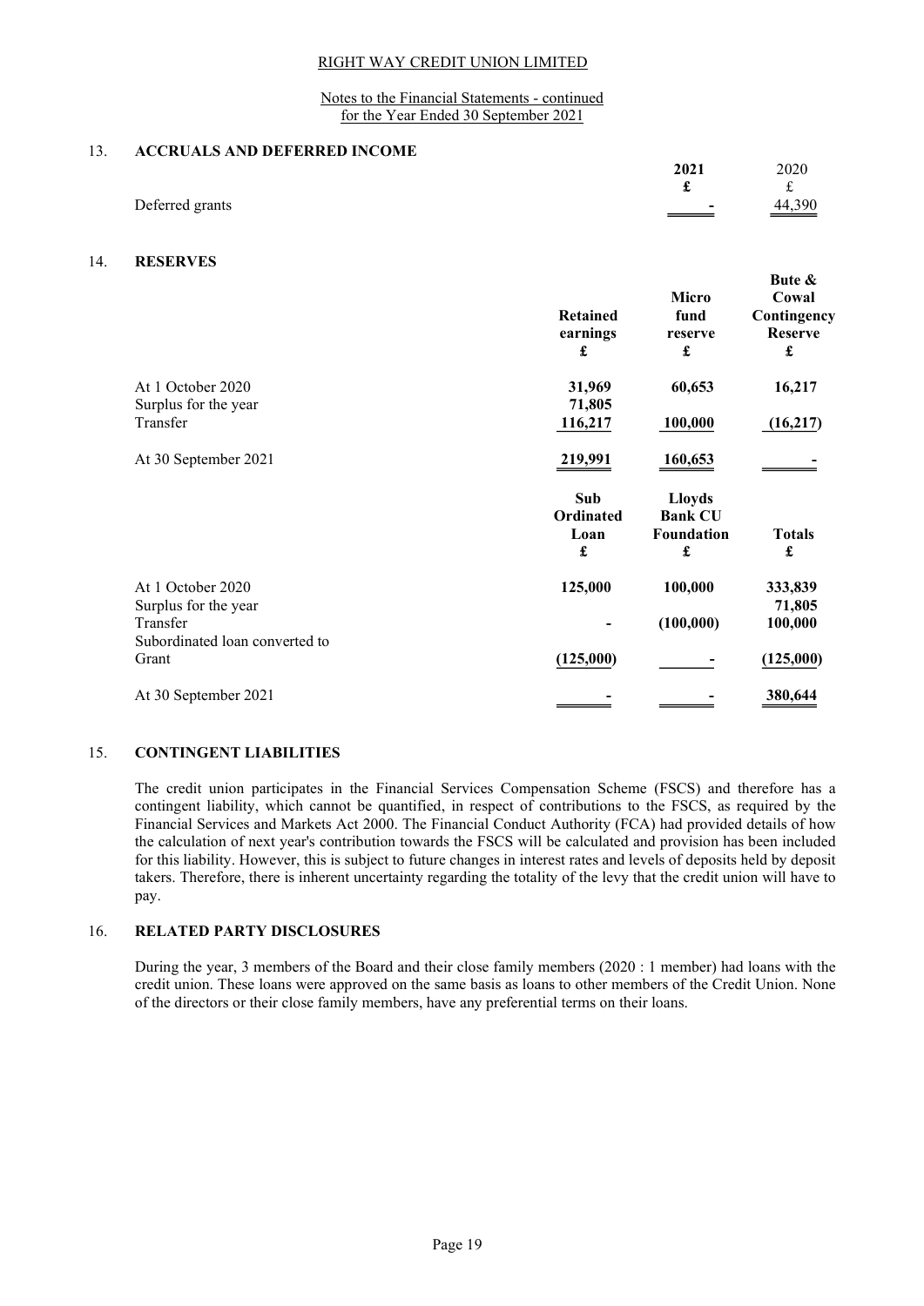RIGHT WAY CREDIT UNION LIMITED

Notes to the Financial Statements - continued
for the Year Ended 30 September 2021

## 13. ACCRUALS AND DEFERRED INCOME

| | 2021 £ | 2020 £ |
|---|---|---|
| Deferred grants | - | 44,390 |

## 14. RESERVES

| | Retained earnings £ | Micro fund reserve £ | Bute & Cowal Contingency Reserve £ |
|---|---|---|---|
| At 1 October 2020 | 31,969 | 60,653 | 16,217 |
| Surplus for the year | 71,805 | | |
| Transfer | 116,217 | 100,000 | (16,217) |
| At 30 September 2021 | 219,991 | 160,653 | - |

| | Sub Ordinated Loan £ | Lloyds Bank CU Foundation £ | Totals £ |
|---|---|---|---|
| At 1 October 2020 | 125,000 | 100,000 | 333,839 |
| Surplus for the year | | | 71,805 |
| Transfer | - | (100,000) | 100,000 |
| Subordinated loan converted to Grant | (125,000) | - | (125,000) |
| At 30 September 2021 | - | - | 380,644 |

## 15. CONTINGENT LIABILITIES

The credit union participates in the Financial Services Compensation Scheme (FSCS) and therefore has a contingent liability, which cannot be quantified, in respect of contributions to the FSCS, as required by the Financial Services and Markets Act 2000. The Financial Conduct Authority (FCA) had provided details of how the calculation of next year's contribution towards the FSCS will be calculated and provision has been included for this liability. However, this is subject to future changes in interest rates and levels of deposits held by deposit takers. Therefore, there is inherent uncertainty regarding the totality of the levy that the credit union will have to pay.

## 16. RELATED PARTY DISCLOSURES

During the year, 3 members of the Board and their close family members (2020 : 1 member) had loans with the credit union. These loans were approved on the same basis as loans to other members of the Credit Union. None of the directors or their close family members, have any preferential terms on their loans.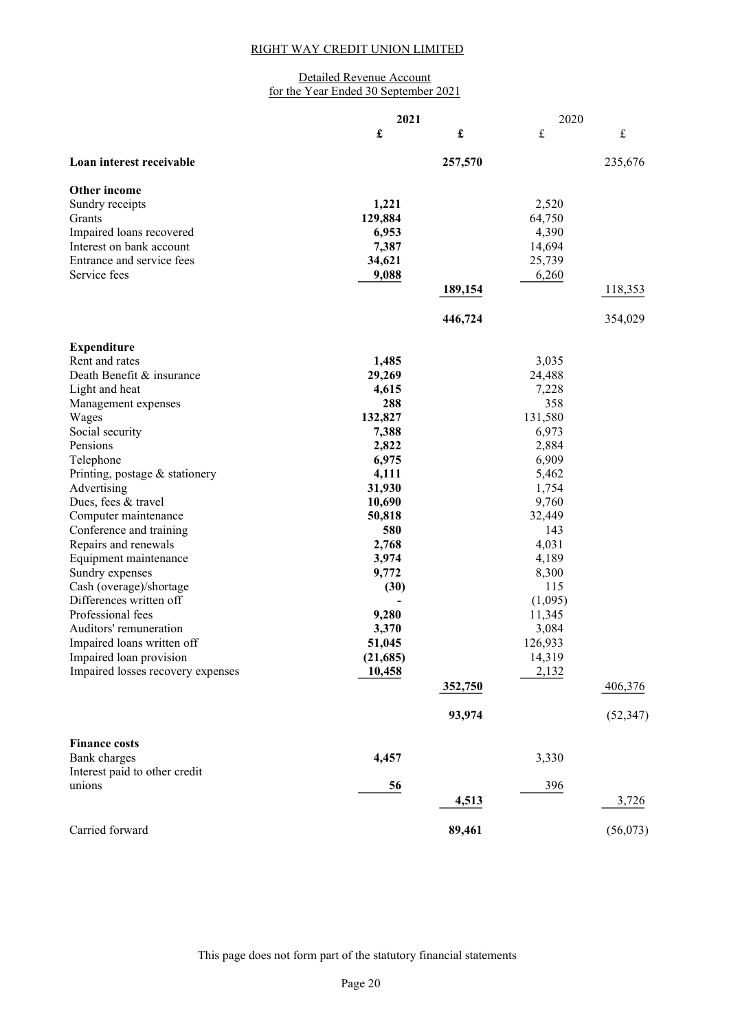RIGHT WAY CREDIT UNION LIMITED

Detailed Revenue Account
for the Year Ended 30 September 2021

| | 2021 | | 2020 | |
|---|---|---|---|---|
| | **£** | **£** | £ | £ |
| **Loan interest receivable** | | **257,570** | | 235,676 |
| **Other income** | | | | |
| Sundry receipts | **1,221** | | 2,520 | |
| Grants | **129,884** | | 64,750 | |
| Impaired loans recovered | **6,953** | | 4,390 | |
| Interest on bank account | **7,387** | | 14,694 | |
| Entrance and service fees | **34,621** | | 25,739 | |
| Service fees | **9,088** | | 6,260 | |
| | | **189,154** | | 118,353 |
| | | **446,724** | | 354,029 |
| **Expenditure** | | | | |
| Rent and rates | **1,485** | | 3,035 | |
| Death Benefit & insurance | **29,269** | | 24,488 | |
| Light and heat | **4,615** | | 7,228 | |
| Management expenses | **288** | | 358 | |
| Wages | **132,827** | | 131,580 | |
| Social security | **7,388** | | 6,973 | |
| Pensions | **2,822** | | 2,884 | |
| Telephone | **6,975** | | 6,909 | |
| Printing, postage & stationery | **4,111** | | 5,462 | |
| Advertising | **31,930** | | 1,754 | |
| Dues, fees & travel | **10,690** | | 9,760 | |
| Computer maintenance | **50,818** | | 32,449 | |
| Conference and training | **580** | | 143 | |
| Repairs and renewals | **2,768** | | 4,031 | |
| Equipment maintenance | **3,974** | | 4,189 | |
| Sundry expenses | **9,772** | | 8,300 | |
| Cash (overage)/shortage | **(30)** | | 115 | |
| Differences written off | **-** | | (1,095) | |
| Professional fees | **9,280** | | 11,345 | |
| Auditors' remuneration | **3,370** | | 3,084 | |
| Impaired loans written off | **51,045** | | 126,933 | |
| Impaired loan provision | **(21,685)** | | 14,319 | |
| Impaired losses recovery expenses | **10,458** | | 2,132 | |
| | | **352,750** | | 406,376 |
| | | **93,974** | | (52,347) |
| **Finance costs** | | | | |
| Bank charges | **4,457** | | 3,330 | |
| Interest paid to other credit unions | **56** | | 396 | |
| | | **4,513** | | 3,726 |
| Carried forward | | **89,461** | | (56,073) |

This page does not form part of the statutory financial statements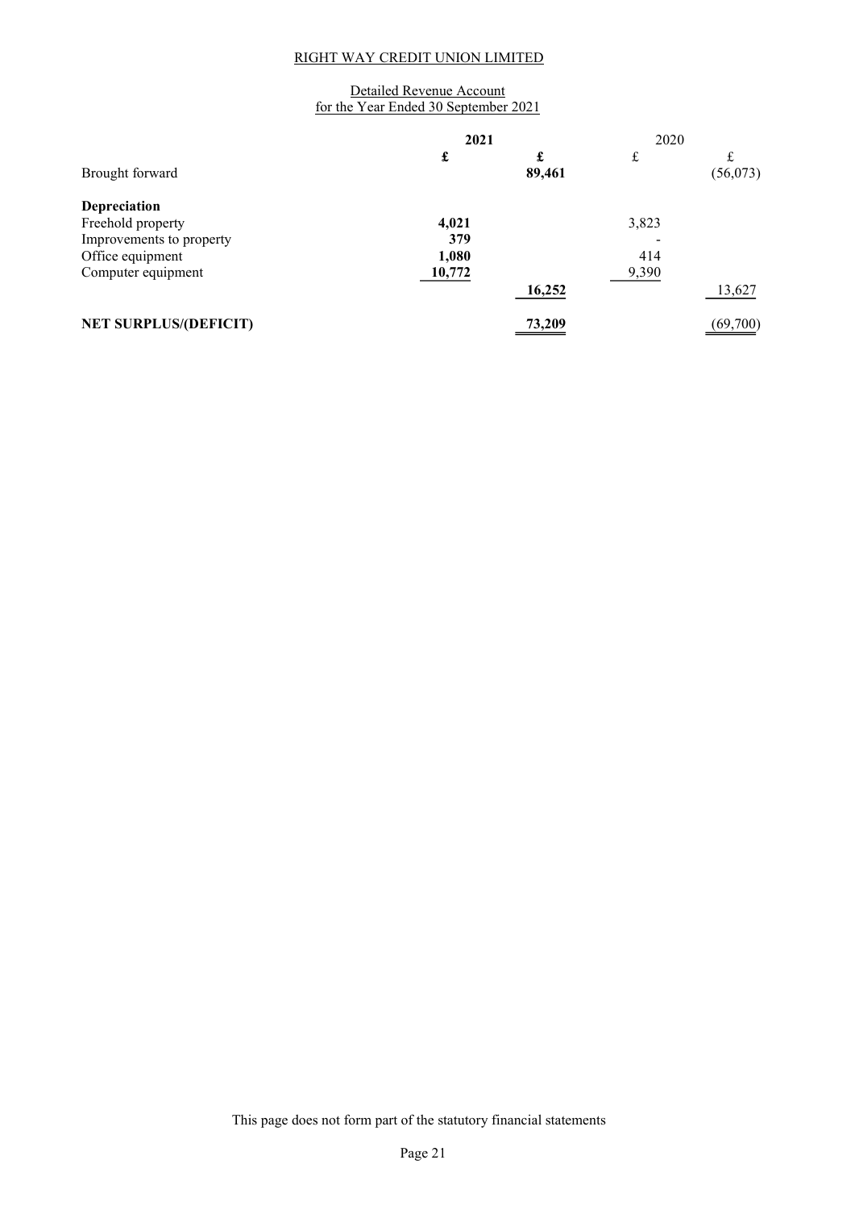RIGHT WAY CREDIT UNION LIMITED

Detailed Revenue Account
for the Year Ended 30 September 2021

| | 2021 | | 2020 | |
|---|---|---|---|---|
| | £ | £ | £ | £ |
| Brought forward | | 89,461 | | (56,073) |
| **Depreciation** | | | | |
| Freehold property | 4,021 | | 3,823 | |
| Improvements to property | 379 | | - | |
| Office equipment | 1,080 | | 414 | |
| Computer equipment | 10,772 | | 9,390 | |
| | | 16,252 | | 13,627 |
| **NET SURPLUS/(DEFICIT)** | | 73,209 | | (69,700) |

This page does not form part of the statutory financial statements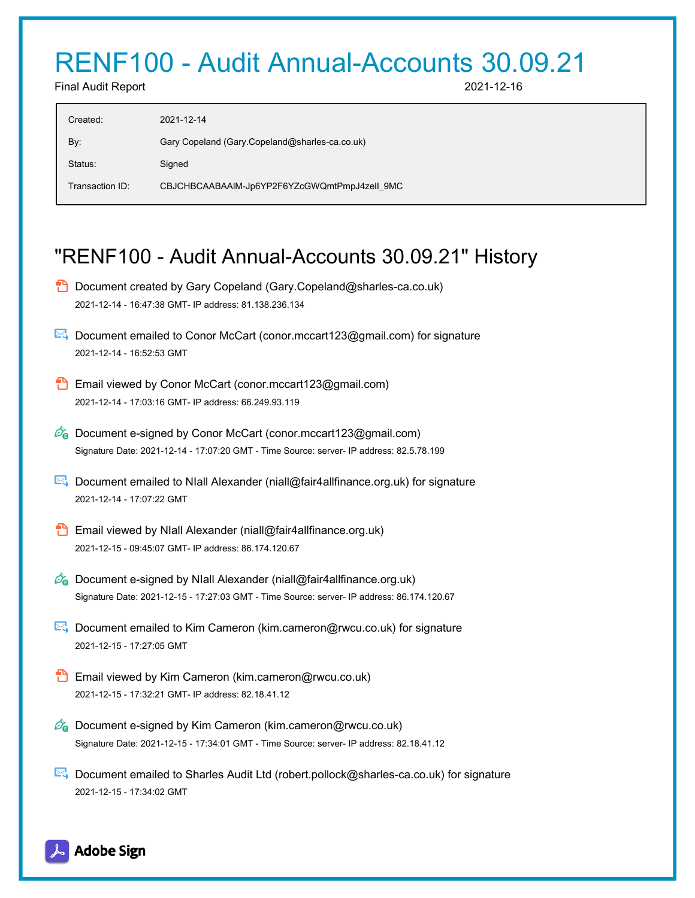# RENF100 - Audit Annual-Accounts 30.09.21

Final Audit Report 2021-12-16

| | |
|---|---|
| Created: | 2021-12-14 |
| By: | Gary Copeland (Gary.Copeland@sharles-ca.co.uk) |
| Status: | Signed |
| Transaction ID: | CBJCHBCAABAAIM-Jp6YP2F6YZcGWQmtPmpJ4zelI_9MC |

## "RENF100 - Audit Annual-Accounts 30.09.21" History

- Document created by Gary Copeland (Gary.Copeland@sharles-ca.co.uk)
  2021-12-14 - 16:47:38 GMT- IP address: 81.138.236.134

- Document emailed to Conor McCart (conor.mccart123@gmail.com) for signature
  2021-12-14 - 16:52:53 GMT

- Email viewed by Conor McCart (conor.mccart123@gmail.com)
  2021-12-14 - 17:03:16 GMT- IP address: 66.249.93.119

- Document e-signed by Conor McCart (conor.mccart123@gmail.com)
  Signature Date: 2021-12-14 - 17:07:20 GMT - Time Source: server- IP address: 82.5.78.199

- Document emailed to NIall Alexander (niall@fair4allfinance.org.uk) for signature
  2021-12-14 - 17:07:22 GMT

- Email viewed by NIall Alexander (niall@fair4allfinance.org.uk)
  2021-12-15 - 09:45:07 GMT- IP address: 86.174.120.67

- Document e-signed by NIall Alexander (niall@fair4allfinance.org.uk)
  Signature Date: 2021-12-15 - 17:27:03 GMT - Time Source: server- IP address: 86.174.120.67

- Document emailed to Kim Cameron (kim.cameron@rwcu.co.uk) for signature
  2021-12-15 - 17:27:05 GMT

- Email viewed by Kim Cameron (kim.cameron@rwcu.co.uk)
  2021-12-15 - 17:32:21 GMT- IP address: 82.18.41.12

- Document e-signed by Kim Cameron (kim.cameron@rwcu.co.uk)
  Signature Date: 2021-12-15 - 17:34:01 GMT - Time Source: server- IP address: 82.18.41.12

- Document emailed to Sharles Audit Ltd (robert.pollock@sharles-ca.co.uk) for signature
  2021-12-15 - 17:34:02 GMT

Adobe Sign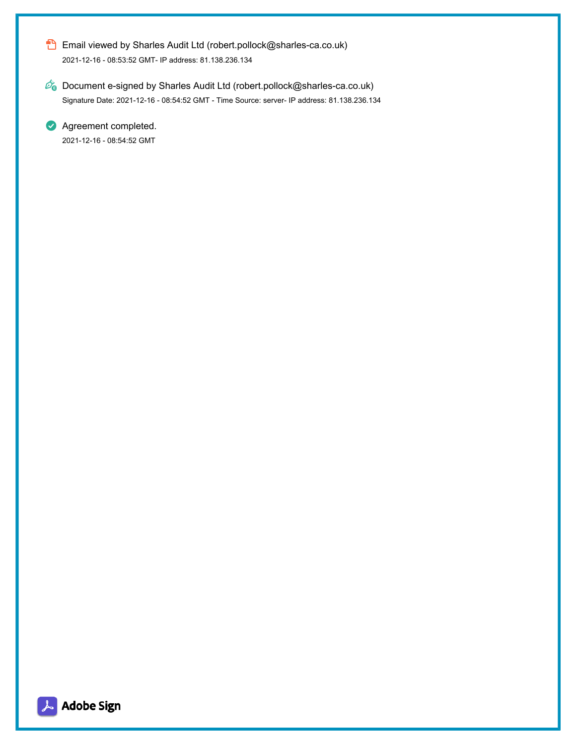Email viewed by Sharles Audit Ltd (robert.pollock@sharles-ca.co.uk)
2021-12-16 - 08:53:52 GMT- IP address: 81.138.236.134

Document e-signed by Sharles Audit Ltd (robert.pollock@sharles-ca.co.uk)
Signature Date: 2021-12-16 - 08:54:52 GMT - Time Source: server- IP address: 81.138.236.134

Agreement completed.
2021-12-16 - 08:54:52 GMT

Adobe Sign